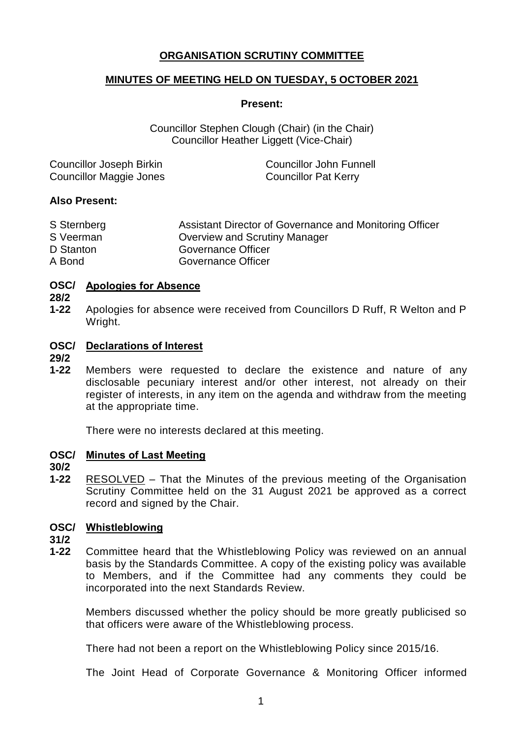# ORGANISATION SCRUTINY COMMITTEE

## MINUTES OF MEETING HELD ON TUESDAY, 5 OCTOBER 2021

**Present:**

Councillor Stephen Clough (Chair) (in the Chair)
Councillor Heather Liggett (Vice-Chair)

Councillor Joseph Birkin
Councillor John Funnell
Councillor Maggie Jones
Councillor Pat Kerry

**Also Present:**

| | |
|---|---|
| S Sternberg | Assistant Director of Governance and Monitoring Officer |
| S Veerman | Overview and Scrutiny Manager |
| D Stanton | Governance Officer |
| A Bond | Governance Officer |

### OSC/28/21-22 Apologies for Absence

Apologies for absence were received from Councillors D Ruff, R Welton and P Wright.

### OSC/29/21-22 Declarations of Interest

Members were requested to declare the existence and nature of any disclosable pecuniary interest and/or other interest, not already on their register of interests, in any item on the agenda and withdraw from the meeting at the appropriate time.

There were no interests declared at this meeting.

### OSC/30/21-22 Minutes of Last Meeting

RESOLVED – That the Minutes of the previous meeting of the Organisation Scrutiny Committee held on the 31 August 2021 be approved as a correct record and signed by the Chair.

### OSC/31/21-22 Whistleblowing

Committee heard that the Whistleblowing Policy was reviewed on an annual basis by the Standards Committee. A copy of the existing policy was available to Members, and if the Committee had any comments they could be incorporated into the next Standards Review.

Members discussed whether the policy should be more greatly publicised so that officers were aware of the Whistleblowing process.

There had not been a report on the Whistleblowing Policy since 2015/16.

The Joint Head of Corporate Governance & Monitoring Officer informed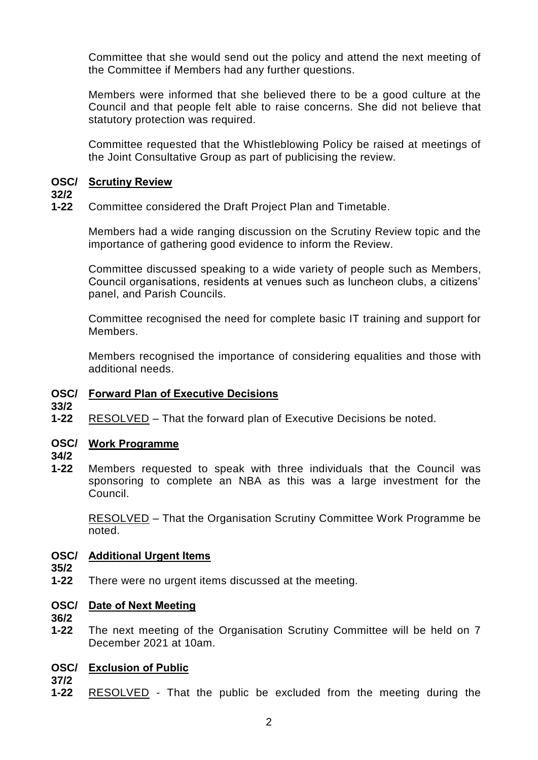Committee that she would send out the policy and attend the next meeting of the Committee if Members had any further questions.

Members were informed that she believed there to be a good culture at the Council and that people felt able to raise concerns. She did not believe that statutory protection was required.

Committee requested that the Whistleblowing Policy be raised at meetings of the Joint Consultative Group as part of publicising the review.

**OSC/32/21-22** **Scrutiny Review**

Committee considered the Draft Project Plan and Timetable.

Members had a wide ranging discussion on the Scrutiny Review topic and the importance of gathering good evidence to inform the Review.

Committee discussed speaking to a wide variety of people such as Members, Council organisations, residents at venues such as luncheon clubs, a citizens' panel, and Parish Councils.

Committee recognised the need for complete basic IT training and support for Members.

Members recognised the importance of considering equalities and those with additional needs.

**OSC/33/21-22** **Forward Plan of Executive Decisions**

RESOLVED – That the forward plan of Executive Decisions be noted.

**OSC/34/21-22** **Work Programme**

Members requested to speak with three individuals that the Council was sponsoring to complete an NBA as this was a large investment for the Council.

RESOLVED – That the Organisation Scrutiny Committee Work Programme be noted.

**OSC/35/21-22** **Additional Urgent Items**

There were no urgent items discussed at the meeting.

**OSC/36/21-22** **Date of Next Meeting**

The next meeting of the Organisation Scrutiny Committee will be held on 7 December 2021 at 10am.

**OSC/37/21-22** **Exclusion of Public**

RESOLVED - That the public be excluded from the meeting during the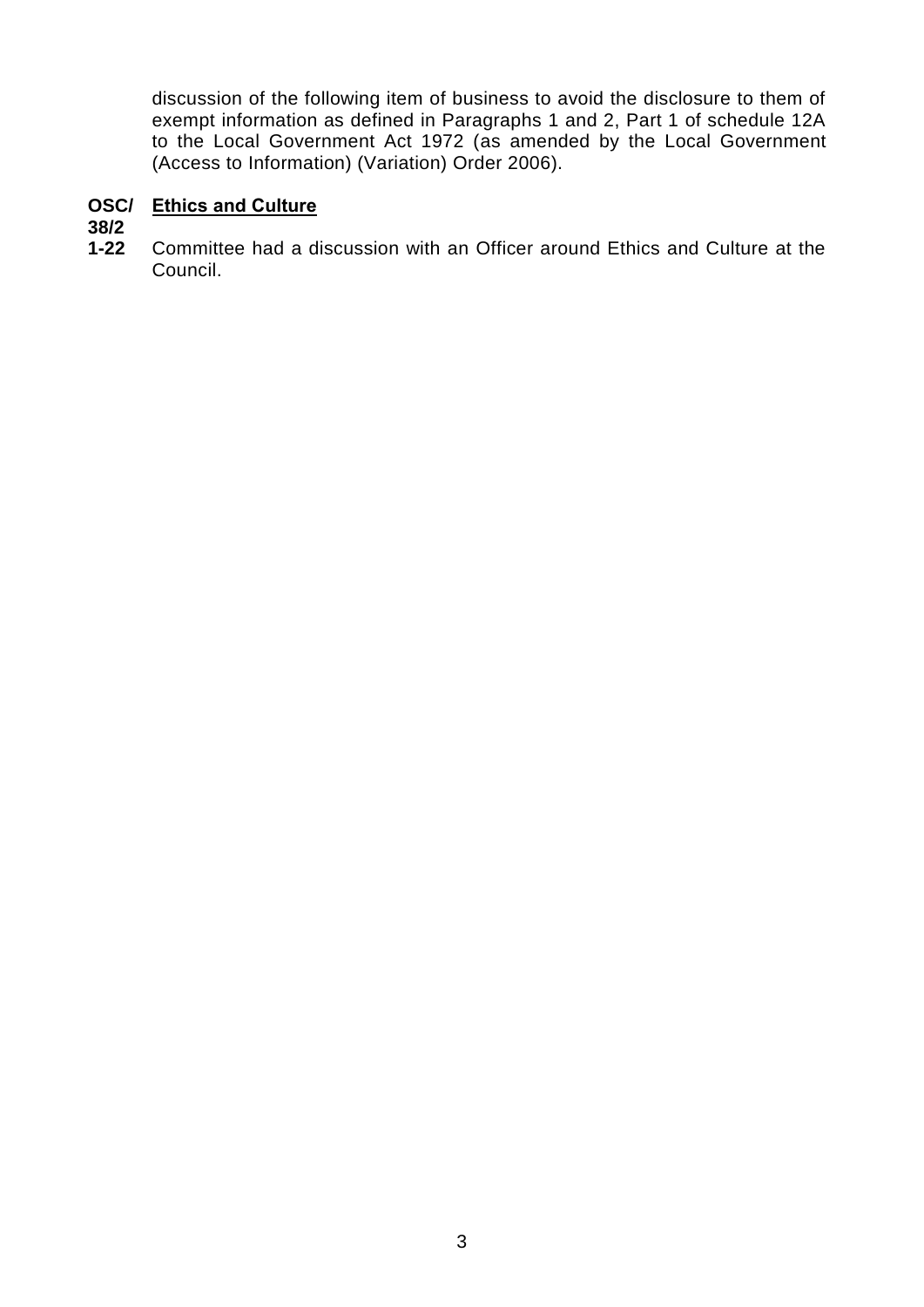discussion of the following item of business to avoid the disclosure to them of exempt information as defined in Paragraphs 1 and 2, Part 1 of schedule 12A to the Local Government Act 1972 (as amended by the Local Government (Access to Information) (Variation) Order 2006).

**OSC/38/21-22** **Ethics and Culture**

Committee had a discussion with an Officer around Ethics and Culture at the Council.